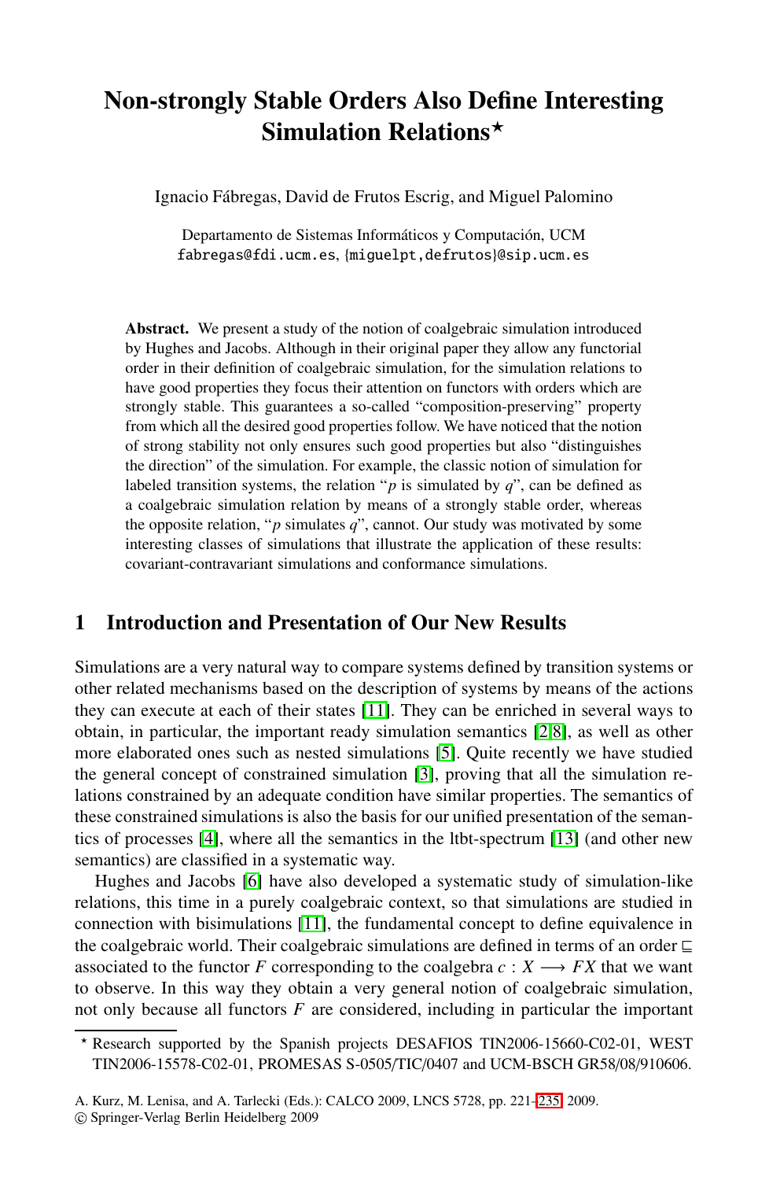# Non-strongly Stable Orders Also Define Interesting Simulation Relations*

Ignacio Fábregas, David de Frutos Escrig, and Miguel Palomino

Departamento de Sistemas Informáticos y Computación, UCM
fabregas@fdi.ucm.es, {miguelpt,defrutos}@sip.ucm.es

**Abstract.** We present a study of the notion of coalgebraic simulation introduced by Hughes and Jacobs. Although in their original paper they allow any functorial order in their definition of coalgebraic simulation, for the simulation relations to have good properties they focus their attention on functors with orders which are strongly stable. This guarantees a so-called "composition-preserving" property from which all the desired good properties follow. We have noticed that the notion of strong stability not only ensures such good properties but also "distinguishes the direction" of the simulation. For example, the classic notion of simulation for labeled transition systems, the relation "$p$ is simulated by $q$", can be defined as a coalgebraic simulation relation by means of a strongly stable order, whereas the opposite relation, "$p$ simulates $q$", cannot. Our study was motivated by some interesting classes of simulations that illustrate the application of these results: covariant-contravariant simulations and conformance simulations.

## 1 Introduction and Presentation of Our New Results

Simulations are a very natural way to compare systems defined by transition systems or other related mechanisms based on the description of systems by means of the actions they can execute at each of their states [11]. They can be enriched in several ways to obtain, in particular, the important ready simulation semantics [2,8], as well as other more elaborated ones such as nested simulations [5]. Quite recently we have studied the general concept of constrained simulation [3], proving that all the simulation relations constrained by an adequate condition have similar properties. The semantics of these constrained simulations is also the basis for our unified presentation of the semantics of processes [4], where all the semantics in the ltbt-spectrum [13] (and other new semantics) are classified in a systematic way.

Hughes and Jacobs [6] have also developed a systematic study of simulation-like relations, this time in a purely coalgebraic context, so that simulations are studied in connection with bisimulations [11], the fundamental concept to define equivalence in the coalgebraic world. Their coalgebraic simulations are defined in terms of an order $\sqsubseteq$ associated to the functor $F$ corresponding to the coalgebra $c : X \longrightarrow FX$ that we want to observe. In this way they obtain a very general notion of coalgebraic simulation, not only because all functors $F$ are considered, including in particular the important

---

* Research supported by the Spanish projects DESAFIOS TIN2006-15660-C02-01, WEST TIN2006-15578-C02-01, PROMESAS S-0505/TIC/0407 and UCM-BSCH GR58/08/910606.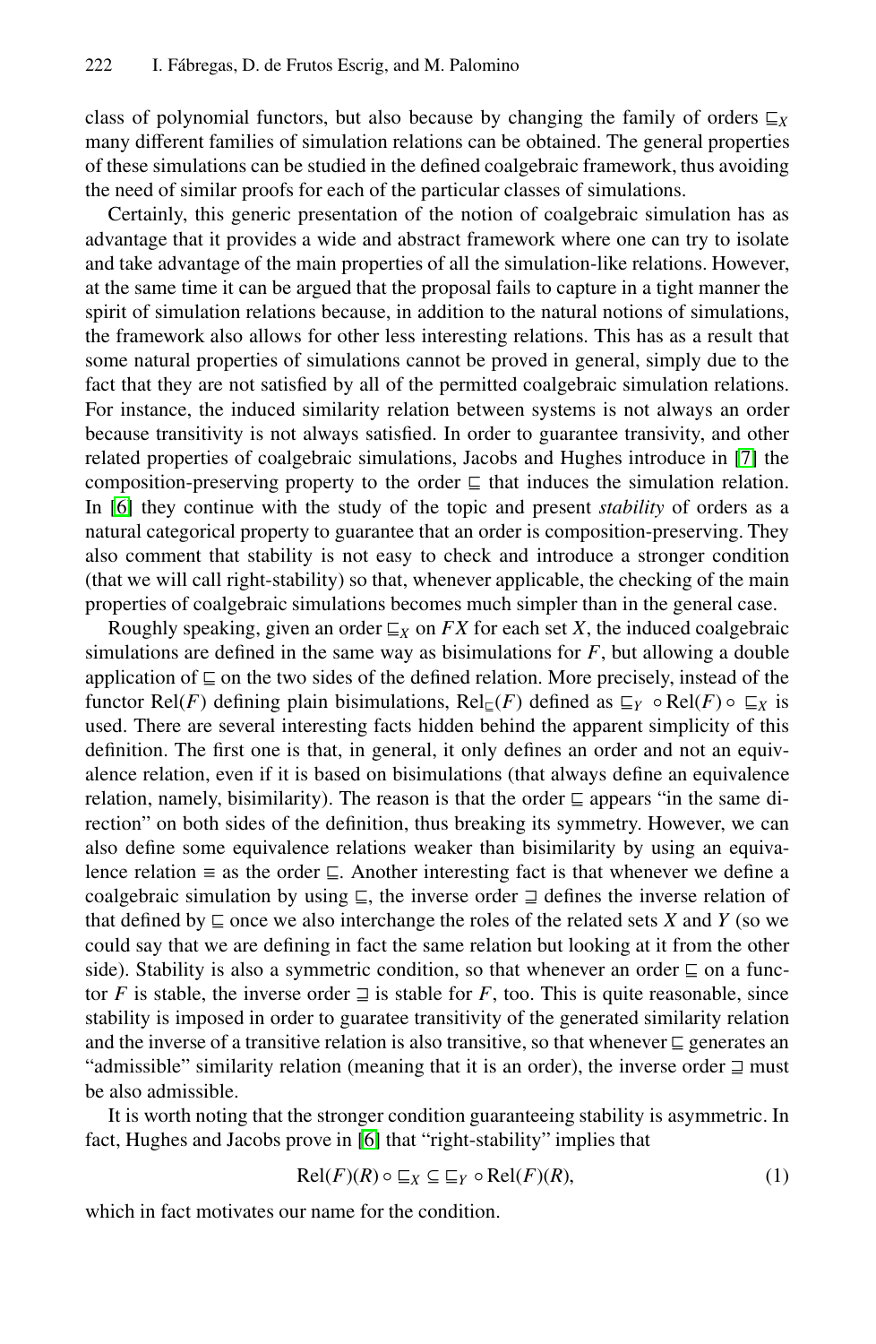class of polynomial functors, but also because by changing the family of orders $\sqsubseteq_X$ many different families of simulation relations can be obtained. The general properties of these simulations can be studied in the defined coalgebraic framework, thus avoiding the need of similar proofs for each of the particular classes of simulations.

Certainly, this generic presentation of the notion of coalgebraic simulation has as advantage that it provides a wide and abstract framework where one can try to isolate and take advantage of the main properties of all the simulation-like relations. However, at the same time it can be argued that the proposal fails to capture in a tight manner the spirit of simulation relations because, in addition to the natural notions of simulations, the framework also allows for other less interesting relations. This has as a result that some natural properties of simulations cannot be proved in general, simply due to the fact that they are not satisfied by all of the permitted coalgebraic simulation relations. For instance, the induced similarity relation between systems is not always an order because transitivity is not always satisfied. In order to guarantee transivity, and other related properties of coalgebraic simulations, Jacobs and Hughes introduce in [7] the composition-preserving property to the order $\sqsubseteq$ that induces the simulation relation. In [6] they continue with the study of the topic and present *stability* of orders as a natural categorical property to guarantee that an order is composition-preserving. They also comment that stability is not easy to check and introduce a stronger condition (that we will call right-stability) so that, whenever applicable, the checking of the main properties of coalgebraic simulations becomes much simpler than in the general case.

Roughly speaking, given an order $\sqsubseteq_X$ on $FX$ for each set $X$, the induced coalgebraic simulations are defined in the same way as bisimulations for $F$, but allowing a double application of $\sqsubseteq$ on the two sides of the defined relation. More precisely, instead of the functor $\mathrm{Rel}(F)$ defining plain bisimulations, $\mathrm{Rel}_{\sqsubseteq}(F)$ defined as $\sqsubseteq_Y \circ \mathrm{Rel}(F) \circ \sqsubseteq_X$ is used. There are several interesting facts hidden behind the apparent simplicity of this definition. The first one is that, in general, it only defines an order and not an equivalence relation, even if it is based on bisimulations (that always define an equivalence relation, namely, bisimilarity). The reason is that the order $\sqsubseteq$ appears "in the same direction" on both sides of the definition, thus breaking its symmetry. However, we can also define some equivalence relations weaker than bisimilarity by using an equivalence relation $\equiv$ as the order $\sqsubseteq$. Another interesting fact is that whenever we define a coalgebraic simulation by using $\sqsubseteq$, the inverse order $\sqsupseteq$ defines the inverse relation of that defined by $\sqsubseteq$ once we also interchange the roles of the related sets $X$ and $Y$ (so we could say that we are defining in fact the same relation but looking at it from the other side). Stability is also a symmetric condition, so that whenever an order $\sqsubseteq$ on a functor $F$ is stable, the inverse order $\sqsupseteq$ is stable for $F$, too. This is quite reasonable, since stability is imposed in order to guaratee transitivity of the generated similarity relation and the inverse of a transitive relation is also transitive, so that whenever $\sqsubseteq$ generates an "admissible" similarity relation (meaning that it is an order), the inverse order $\sqsupseteq$ must be also admissible.

It is worth noting that the stronger condition guaranteeing stability is asymmetric. In fact, Hughes and Jacobs prove in [6] that "right-stability" implies that

$$\mathrm{Rel}(F)(R) \circ \sqsubseteq_X \subseteq \sqsubseteq_Y \circ \mathrm{Rel}(F)(R), \tag{1}$$

which in fact motivates our name for the condition.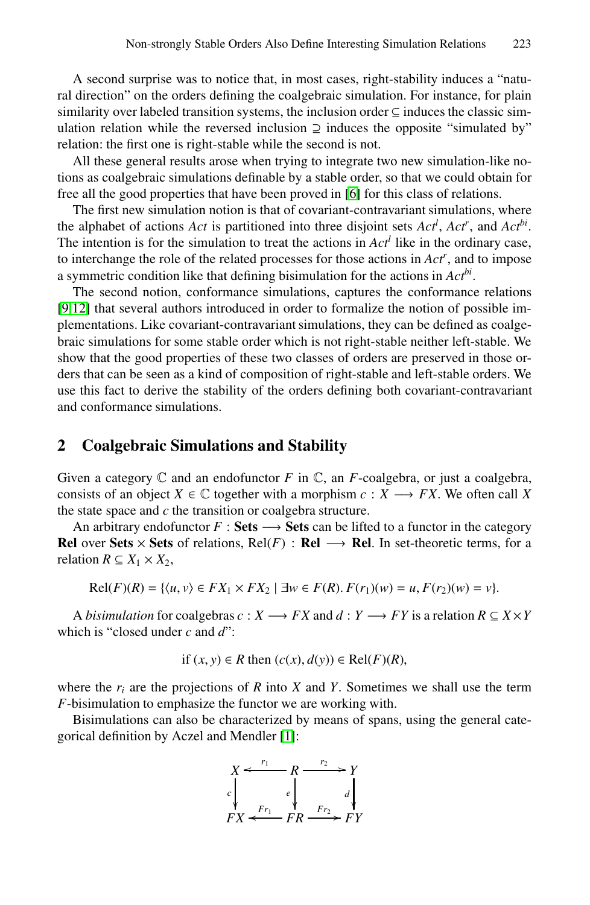A second surprise was to notice that, in most cases, right-stability induces a "natural direction" on the orders defining the coalgebraic simulation. For instance, for plain similarity over labeled transition systems, the inclusion order $\subseteq$ induces the classic simulation relation while the reversed inclusion $\supseteq$ induces the opposite "simulated by" relation: the first one is right-stable while the second is not.

All these general results arose when trying to integrate two new simulation-like notions as coalgebraic simulations definable by a stable order, so that we could obtain for free all the good properties that have been proved in [6] for this class of relations.

The first new simulation notion is that of covariant-contravariant simulations, where the alphabet of actions *Act* is partitioned into three disjoint sets $Act^l$, $Act^r$, and $Act^{bi}$. The intention is for the simulation to treat the actions in $Act^l$ like in the ordinary case, to interchange the role of the related processes for those actions in $Act^r$, and to impose a symmetric condition like that defining bisimulation for the actions in $Act^{bi}$.

The second notion, conformance simulations, captures the conformance relations [9,12] that several authors introduced in order to formalize the notion of possible implementations. Like covariant-contravariant simulations, they can be defined as coalgebraic simulations for some stable order which is not right-stable neither left-stable. We show that the good properties of these two classes of orders are preserved in those orders that can be seen as a kind of composition of right-stable and left-stable orders. We use this fact to derive the stability of the orders defining both covariant-contravariant and conformance simulations.

## 2 Coalgebraic Simulations and Stability

Given a category $\mathbb{C}$ and an endofunctor $F$ in $\mathbb{C}$, an $F$-coalgebra, or just a coalgebra, consists of an object $X \in \mathbb{C}$ together with a morphism $c : X \longrightarrow FX$. We often call $X$ the state space and $c$ the transition or coalgebra structure.

An arbitrary endofunctor $F : \mathbf{Sets} \longrightarrow \mathbf{Sets}$ can be lifted to a functor in the category $\mathbf{Rel}$ over $\mathbf{Sets} \times \mathbf{Sets}$ of relations, $\mathrm{Rel}(F) : \mathbf{Rel} \longrightarrow \mathbf{Rel}$. In set-theoretic terms, for a relation $R \subseteq X_1 \times X_2$,

$$\mathrm{Rel}(F)(R) = \{\langle u, v\rangle \in FX_1 \times FX_2 \mid \exists w \in F(R).\, F(r_1)(w) = u, F(r_2)(w) = v\}.$$

A *bisimulation* for coalgebras $c : X \longrightarrow FX$ and $d : Y \longrightarrow FY$ is a relation $R \subseteq X \times Y$ which is "closed under $c$ and $d$":

$$\text{if } (x, y) \in R \text{ then } (c(x), d(y)) \in \mathrm{Rel}(F)(R),$$

where the $r_i$ are the projections of $R$ into $X$ and $Y$. Sometimes we shall use the term $F$-bisimulation to emphasize the functor we are working with.

Bisimulations can also be characterized by means of spans, using the general categorical definition by Aczel and Mendler [1]:

$$\begin{array}{ccccc}
X & \xleftarrow{\;r_1\;} & R & \xrightarrow{\;r_2\;} & Y \\
\big\downarrow{\scriptstyle c} & & \big\downarrow{\scriptstyle e} & & \big\downarrow{\scriptstyle d} \\
FX & \xleftarrow{\;Fr_1\;} & FR & \xrightarrow{\;Fr_2\;} & FY
\end{array}$$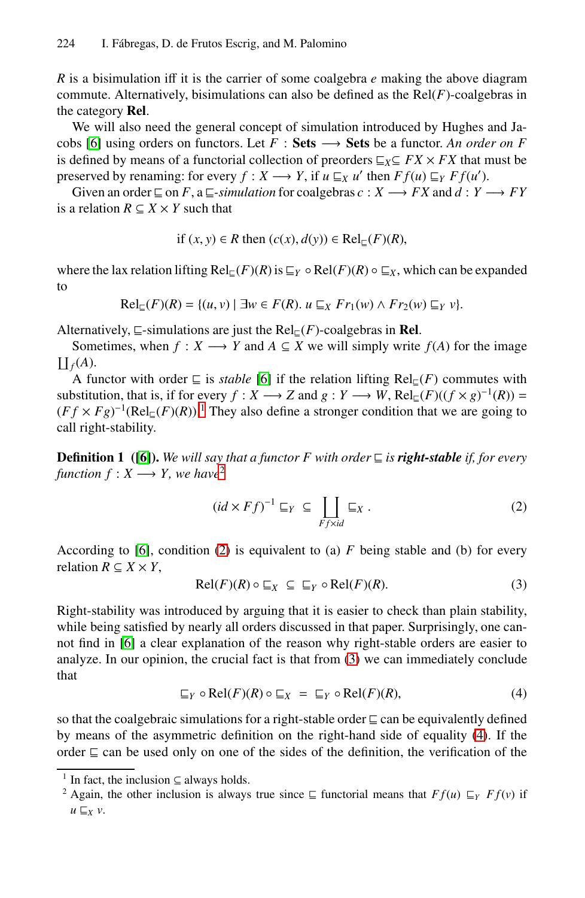$R$ is a bisimulation iff it is the carrier of some coalgebra $e$ making the above diagram commute. Alternatively, bisimulations can also be defined as the $\mathrm{Rel}(F)$-coalgebras in the category **Rel**.

We will also need the general concept of simulation introduced by Hughes and Jacobs [6] using orders on functors. Let $F : \mathbf{Sets} \longrightarrow \mathbf{Sets}$ be a functor. *An order on F* is defined by means of a functorial collection of preorders $\sqsubseteq_X \subseteq FX \times FX$ that must be preserved by renaming: for every $f : X \longrightarrow Y$, if $u \sqsubseteq_X u'$ then $Ff(u) \sqsubseteq_Y Ff(u')$.

Given an order $\sqsubseteq$ on $F$, a $\sqsubseteq$-*simulation* for coalgebras $c : X \longrightarrow FX$ and $d : Y \longrightarrow FY$ is a relation $R \subseteq X \times Y$ such that

$$\text{if } (x, y) \in R \text{ then } (c(x), d(y)) \in \mathrm{Rel}_{\sqsubseteq}(F)(R),$$

where the lax relation lifting $\mathrm{Rel}_{\sqsubseteq}(F)(R)$ is $\sqsubseteq_Y \circ \mathrm{Rel}(F)(R) \circ \sqsubseteq_X$, which can be expanded to

$$\mathrm{Rel}_{\sqsubseteq}(F)(R) = \{(u, v) \mid \exists w \in F(R).\ u \sqsubseteq_X Fr_1(w) \wedge Fr_2(w) \sqsubseteq_Y v\}.$$

Alternatively, $\sqsubseteq$-simulations are just the $\mathrm{Rel}_{\sqsubseteq}(F)$-coalgebras in **Rel**.

Sometimes, when $f : X \longrightarrow Y$ and $A \subseteq X$ we will simply write $f(A)$ for the image $\coprod_f(A)$.

A functor with order $\sqsubseteq$ is *stable* [6] if the relation lifting $\mathrm{Rel}_{\sqsubseteq}(F)$ commutes with substitution, that is, if for every $f : X \longrightarrow Z$ and $g : Y \longrightarrow W$, $\mathrm{Rel}_{\sqsubseteq}(F)((f \times g)^{-1}(R)) = (Ff \times Fg)^{-1}(\mathrm{Rel}_{\sqsubseteq}(F)(R))$.[1] They also define a stronger condition that we are going to call right-stability.

**Definition 1 ([6]).** *We will say that a functor F with order $\sqsubseteq$ is **right-stable** if, for every function $f : X \longrightarrow Y$, we have*[2]

$$(id \times Ff)^{-1} \sqsubseteq_Y \ \subseteq \coprod_{Ff \times id} \sqsubseteq_X . \tag{2}$$

According to [6], condition (2) is equivalent to (a) $F$ being stable and (b) for every relation $R \subseteq X \times Y$,

$$\mathrm{Rel}(F)(R) \circ \sqsubseteq_X \ \subseteq \ \sqsubseteq_Y \circ \mathrm{Rel}(F)(R). \tag{3}$$

Right-stability was introduced by arguing that it is easier to check than plain stability, while being satisfied by nearly all orders discussed in that paper. Surprisingly, one cannot find in [6] a clear explanation of the reason why right-stable orders are easier to analyze. In our opinion, the crucial fact is that from (3) we can immediately conclude that

$$\sqsubseteq_Y \circ \mathrm{Rel}(F)(R) \circ \sqsubseteq_X \ = \ \sqsubseteq_Y \circ \mathrm{Rel}(F)(R), \tag{4}$$

so that the coalgebraic simulations for a right-stable order $\sqsubseteq$ can be equivalently defined by means of the asymmetric definition on the right-hand side of equality (4). If the order $\sqsubseteq$ can be used only on one of the sides of the definition, the verification of the

---

[1] In fact, the inclusion $\subseteq$ always holds.

[2] Again, the other inclusion is always true since $\sqsubseteq$ functorial means that $Ff(u) \sqsubseteq_Y Ff(v)$ if $u \sqsubseteq_X v$.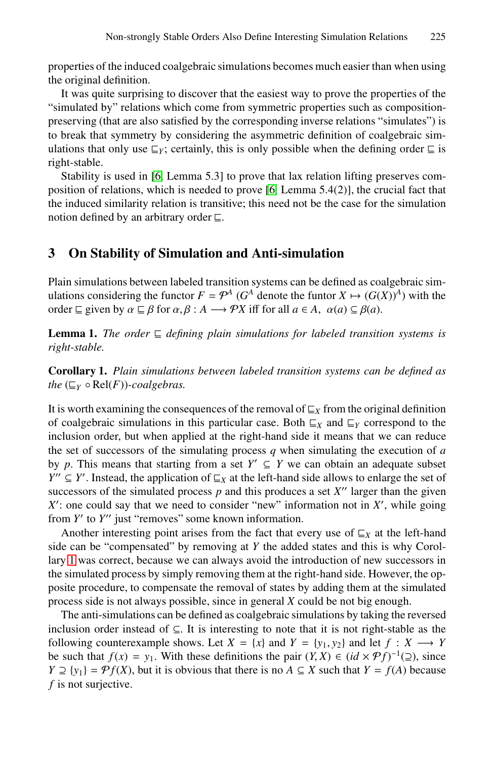properties of the induced coalgebraic simulations becomes much easier than when using the original definition.

It was quite surprising to discover that the easiest way to prove the properties of the "simulated by" relations which come from symmetric properties such as composition-preserving (that are also satisfied by the corresponding inverse relations "simulates") is to break that symmetry by considering the asymmetric definition of coalgebraic simulations that only use $\sqsubseteq_Y$; certainly, this is only possible when the defining order $\sqsubseteq$ is right-stable.

Stability is used in [6, Lemma 5.3] to prove that lax relation lifting preserves composition of relations, which is needed to prove [6, Lemma 5.4(2)], the crucial fact that the induced similarity relation is transitive; this need not be the case for the simulation notion defined by an arbitrary order $\sqsubseteq$.

## 3 On Stability of Simulation and Anti-simulation

Plain simulations between labeled transition systems can be defined as coalgebraic simulations considering the functor $F = \mathcal{P}^A$ ($G^A$ denote the funtor $X \mapsto (G(X))^A$) with the order $\sqsubseteq$ given by $\alpha \sqsubseteq \beta$ for $\alpha, \beta : A \longrightarrow \mathcal{P}X$ iff for all $a \in A,\ \alpha(a) \subseteq \beta(a)$.

**Lemma 1.** *The order $\sqsubseteq$ defining plain simulations for labeled transition systems is right-stable.*

**Corollary 1.** *Plain simulations between labeled transition systems can be defined as the $(\sqsubseteq_Y \circ \mathrm{Rel}(F))$-coalgebras.*

It is worth examining the consequences of the removal of $\sqsubseteq_X$ from the original definition of coalgebraic simulations in this particular case. Both $\sqsubseteq_X$ and $\sqsubseteq_Y$ correspond to the inclusion order, but when applied at the right-hand side it means that we can reduce the set of successors of the simulating process $q$ when simulating the execution of $a$ by $p$. This means that starting from a set $Y' \subseteq Y$ we can obtain an adequate subset $Y'' \subseteq Y'$. Instead, the application of $\sqsubseteq_X$ at the left-hand side allows to enlarge the set of successors of the simulated process $p$ and this produces a set $X''$ larger than the given $X'$: one could say that we need to consider "new" information not in $X'$, while going from $Y'$ to $Y''$ just "removes" some known information.

Another interesting point arises from the fact that every use of $\sqsubseteq_X$ at the left-hand side can be "compensated" by removing at $Y$ the added states and this is why Corollary 1 was correct, because we can always avoid the introduction of new successors in the simulated process by simply removing them at the right-hand side. However, the opposite procedure, to compensate the removal of states by adding them at the simulated process side is not always possible, since in general $X$ could be not big enough.

The anti-simulations can be defined as coalgebraic simulations by taking the reversed inclusion order instead of $\subseteq$. It is interesting to note that it is not right-stable as the following counterexample shows. Let $X = \{x\}$ and $Y = \{y_1, y_2\}$ and let $f : X \longrightarrow Y$ be such that $f(x) = y_1$. With these definitions the pair $(Y, X) \in (id \times \mathcal{P}f)^{-1}(\supseteq)$, since $Y \supseteq \{y_1\} = \mathcal{P}f(X)$, but it is obvious that there is no $A \subseteq X$ such that $Y = f(A)$ because $f$ is not surjective.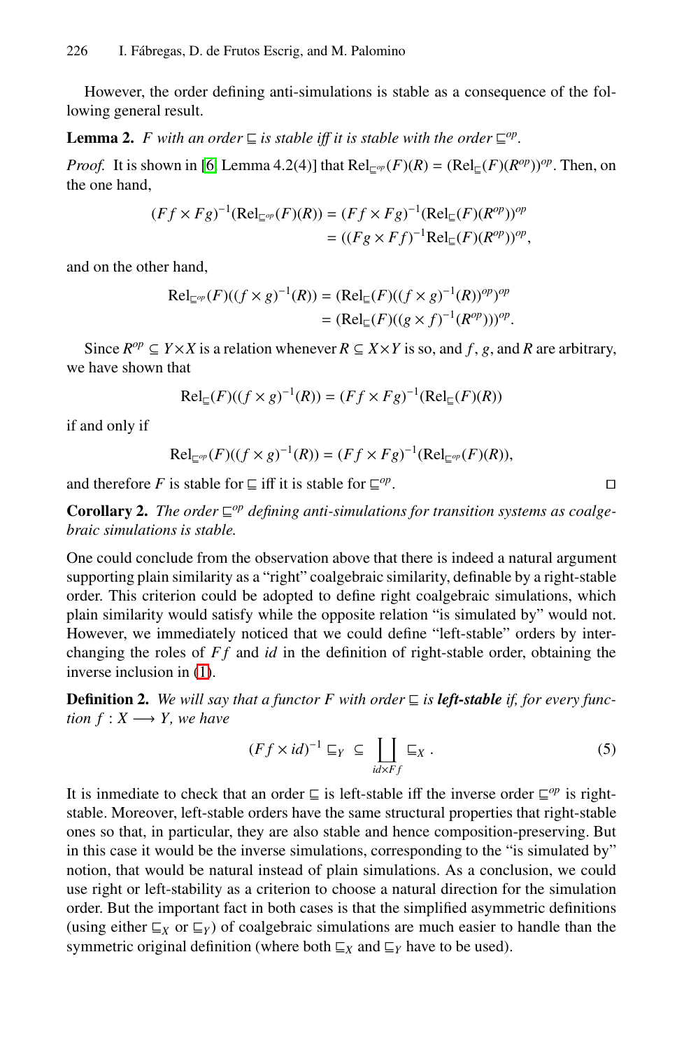However, the order defining anti-simulations is stable as a consequence of the following general result.

**Lemma 2.** *F with an order $\sqsubseteq$ is stable iff it is stable with the order $\sqsubseteq^{op}$.*

*Proof.* It is shown in [6, Lemma 4.2(4)] that $\mathrm{Rel}_{\sqsubseteq^{op}}(F)(R) = (\mathrm{Rel}_{\sqsubseteq}(F)(R^{op}))^{op}$. Then, on the one hand,

$$
\begin{aligned}
(Ff \times Fg)^{-1}(\mathrm{Rel}_{\sqsubseteq^{op}}(F)(R)) &= (Ff \times Fg)^{-1}(\mathrm{Rel}_{\sqsubseteq}(F)(R^{op}))^{op} \\
&= ((Fg \times Ff)^{-1}\mathrm{Rel}_{\sqsubseteq}(F)(R^{op}))^{op},
\end{aligned}
$$

and on the other hand,

$$
\begin{aligned}
\mathrm{Rel}_{\sqsubseteq^{op}}(F)((f \times g)^{-1}(R)) &= (\mathrm{Rel}_{\sqsubseteq}(F)((f \times g)^{-1}(R))^{op})^{op} \\
&= (\mathrm{Rel}_{\sqsubseteq}(F)((g \times f)^{-1}(R^{op})))^{op}.
\end{aligned}
$$

Since $R^{op} \subseteq Y \times X$ is a relation whenever $R \subseteq X \times Y$ is so, and $f$, $g$, and $R$ are arbitrary, we have shown that

$$
\mathrm{Rel}_{\sqsubseteq}(F)((f \times g)^{-1}(R)) = (Ff \times Fg)^{-1}(\mathrm{Rel}_{\sqsubseteq}(F)(R))
$$

if and only if

$$
\mathrm{Rel}_{\sqsubseteq^{op}}(F)((f \times g)^{-1}(R)) = (Ff \times Fg)^{-1}(\mathrm{Rel}_{\sqsubseteq^{op}}(F)(R)),
$$

and therefore $F$ is stable for $\sqsubseteq$ iff it is stable for $\sqsubseteq^{op}$. □

**Corollary 2.** *The order $\sqsubseteq^{op}$ defining anti-simulations for transition systems as coalgebraic simulations is stable.*

One could conclude from the observation above that there is indeed a natural argument supporting plain similarity as a "right" coalgebraic similarity, definable by a right-stable order. This criterion could be adopted to define right coalgebraic simulations, which plain similarity would satisfy while the opposite relation "is simulated by" would not. However, we immediately noticed that we could define "left-stable" orders by interchanging the roles of $Ff$ and $id$ in the definition of right-stable order, obtaining the inverse inclusion in (1).

**Definition 2.** *We will say that a functor $F$ with order $\sqsubseteq$ is **left-stable** if, for every function $f : X \longrightarrow Y$, we have*

$$
(Ff \times id)^{-1} \sqsubseteq_Y \;\subseteq\; \coprod_{id \times Ff} \sqsubseteq_X . \tag{5}
$$

It is immediate to check that an order $\sqsubseteq$ is left-stable iff the inverse order $\sqsubseteq^{op}$ is right-stable. Moreover, left-stable orders have the same structural properties that right-stable ones so that, in particular, they are also stable and hence composition-preserving. But in this case it would be the inverse simulations, corresponding to the "is simulated by" notion, that would be natural instead of plain simulations. As a conclusion, we could use right or left-stability as a criterion to choose a natural direction for the simulation order. But the important fact in both cases is that the simplified asymmetric definitions (using either $\sqsubseteq_X$ or $\sqsubseteq_Y$) of coalgebraic simulations are much easier to handle than the symmetric original definition (where both $\sqsubseteq_X$ and $\sqsubseteq_Y$ have to be used).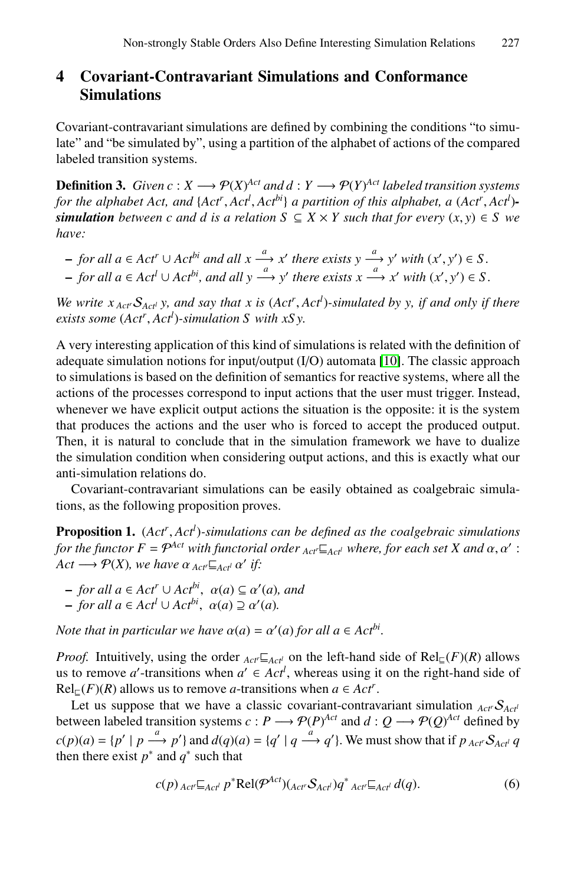## 4 Covariant-Contravariant Simulations and Conformance Simulations

Covariant-contravariant simulations are defined by combining the conditions "to simulate" and "be simulated by", using a partition of the alphabet of actions of the compared labeled transition systems.

**Definition 3.** *Given $c : X \longrightarrow \mathcal{P}(X)^{Act}$ and $d : Y \longrightarrow \mathcal{P}(Y)^{Act}$ labeled transition systems for the alphabet Act, and $\{Act^r, Act^l, Act^{bi}\}$ a partition of this alphabet, a* $(Act^r, Act^l)$*-**simulation** between c and d is a relation $S \subseteq X \times Y$ such that for every $(x, y) \in S$ we have:*

- *for all $a \in Act^r \cup Act^{bi}$ and all $x \xrightarrow{a} x'$ there exists $y \xrightarrow{a} y'$ with $(x', y') \in S$.*
- *for all $a \in Act^l \cup Act^{bi}$, and all $y \xrightarrow{a} y'$ there exists $x \xrightarrow{a} x'$ with $(x', y') \in S$.*

*We write $x \,{}_{Act^r}\mathcal{S}_{Act^l}\, y$, and say that x is $(Act^r, Act^l)$-simulated by y, if and only if there exists some $(Act^r, Act^l)$-simulation S with $xSy$.*

A very interesting application of this kind of simulations is related with the definition of adequate simulation notions for input/output (I/O) automata [10]. The classic approach to simulations is based on the definition of semantics for reactive systems, where all the actions of the processes correspond to input actions that the user must trigger. Instead, whenever we have explicit output actions the situation is the opposite: it is the system that produces the actions and the user who is forced to accept the produced output. Then, it is natural to conclude that in the simulation framework we have to dualize the simulation condition when considering output actions, and this is exactly what our anti-simulation relations do.

Covariant-contravariant simulations can be easily obtained as coalgebraic simulations, as the following proposition proves.

**Proposition 1.** *$(Act^r, Act^l)$-simulations can be defined as the coalgebraic simulations for the functor $F = \mathcal{P}^{Act}$ with functorial order ${}_{Act^r}\sqsubseteq_{Act^l}$ where, for each set X and $\alpha, \alpha' : Act \longrightarrow \mathcal{P}(X)$, we have $\alpha \,{}_{Act^r}\sqsubseteq_{Act^l}\, \alpha'$ if:*

- *for all $a \in Act^r \cup Act^{bi}$, $\alpha(a) \subseteq \alpha'(a)$, and*
- *for all $a \in Act^l \cup Act^{bi}$, $\alpha(a) \supseteq \alpha'(a)$.*

*Note that in particular we have $\alpha(a) = \alpha'(a)$ for all $a \in Act^{bi}$.*

*Proof.* Intuitively, using the order ${}_{Act^r}\sqsubseteq_{Act^l}$ on the left-hand side of $\mathrm{Rel}_{\sqsubseteq}(F)(R)$ allows us to remove $a'$-transitions when $a' \in Act^l$, whereas using it on the right-hand side of $\mathrm{Rel}_{\sqsubseteq}(F)(R)$ allows us to remove $a$-transitions when $a \in Act^r$.

Let us suppose that we have a classic covariant-contravariant simulation ${}_{Act^r}\mathcal{S}_{Act^l}$ between labeled transition systems $c : P \longrightarrow \mathcal{P}(P)^{Act}$ and $d : Q \longrightarrow \mathcal{P}(Q)^{Act}$ defined by $c(p)(a) = \{p' \mid p \xrightarrow{a} p'\}$ and $d(q)(a) = \{q' \mid q \xrightarrow{a} q'\}$. We must show that if $p \,{}_{Act^r}\mathcal{S}_{Act^l}\, q$ then there exist $p^*$ and $q^*$ such that

$$c(p) \,{}_{Act^r}\sqsubseteq_{Act^l}\, p^* \mathrm{Rel}(\mathcal{P}^{Act})({}_{Act^r}\mathcal{S}_{Act^l}) q^* \,{}_{Act^r}\sqsubseteq_{Act^l}\, d(q). \tag{6}$$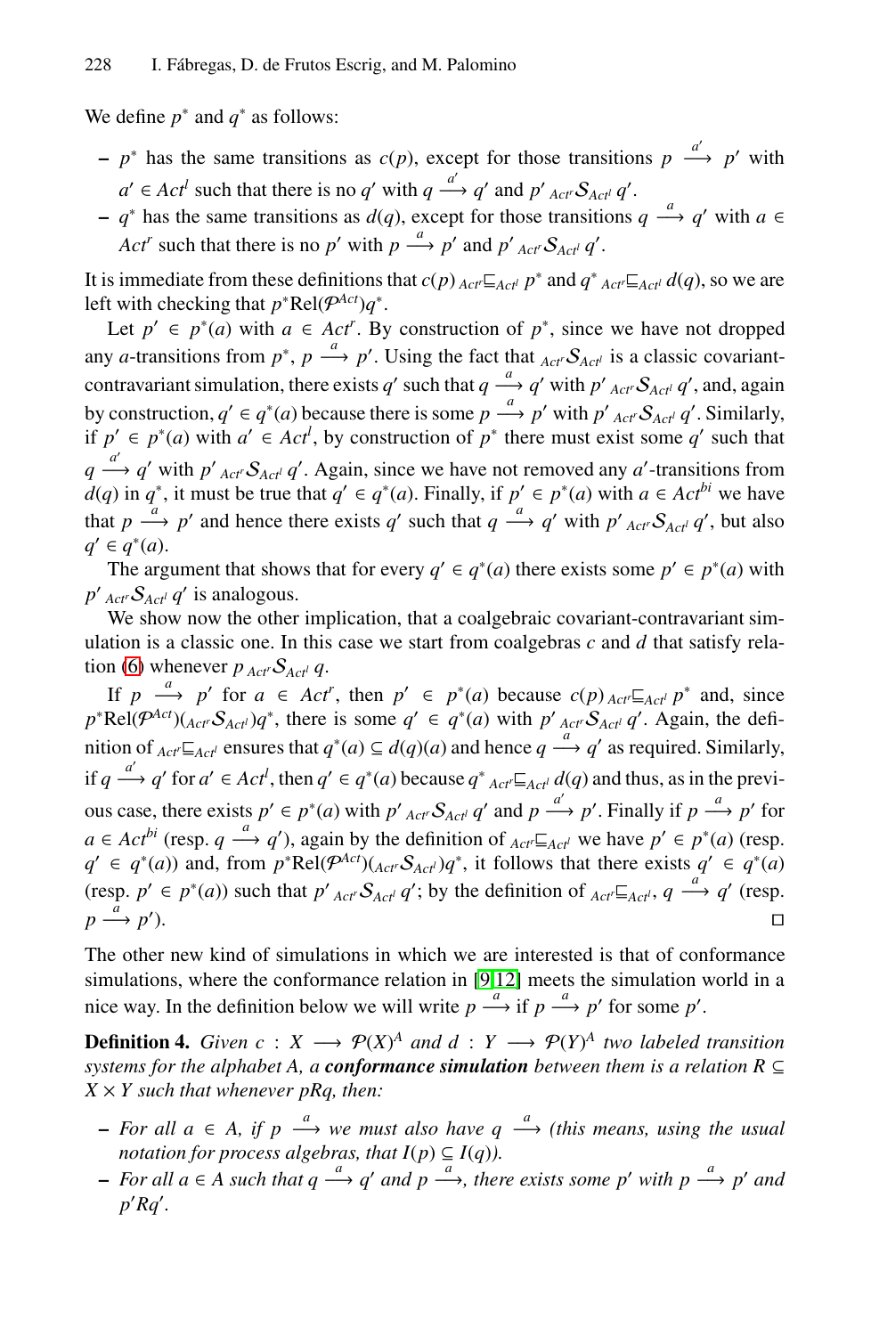We define $p^*$ and $q^*$ as follows:

- $p^*$ has the same transitions as $c(p)$, except for those transitions $p \xrightarrow{a'} p'$ with $a' \in Act^l$ such that there is no $q'$ with $q \xrightarrow{a'} q'$ and $p' \;_{Act^r}\mathcal{S}_{Act^l}\; q'$.
- $q^*$ has the same transitions as $d(q)$, except for those transitions $q \xrightarrow{a} q'$ with $a \in Act^r$ such that there is no $p'$ with $p \xrightarrow{a} p'$ and $p' \;_{Act^r}\mathcal{S}_{Act^l}\; q'$.

It is immediate from these definitions that $c(p) \;_{Act^r}\sqsubseteq_{Act^l}\; p^*$ and $q^* \;_{Act^r}\sqsubseteq_{Act^l}\; d(q)$, so we are left with checking that $p^*\mathrm{Rel}(\mathcal{P}^{Act})q^*$.

Let $p' \in p^*(a)$ with $a \in Act^r$. By construction of $p^*$, since we have not dropped any $a$-transitions from $p^*$, $p \xrightarrow{a} p'$. Using the fact that $_{Act^r}\mathcal{S}_{Act^l}$ is a classic covariant-contravariant simulation, there exists $q'$ such that $q \xrightarrow{a} q'$ with $p' \;_{Act^r}\mathcal{S}_{Act^l}\; q'$, and, again by construction, $q' \in q^*(a)$ because there is some $p \xrightarrow{a} p'$ with $p' \;_{Act^r}\mathcal{S}_{Act^l}\; q'$. Similarly, if $p' \in p^*(a)$ with $a' \in Act^l$, by construction of $p^*$ there must exist some $q'$ such that $q \xrightarrow{a'} q'$ with $p' \;_{Act^r}\mathcal{S}_{Act^l}\; q'$. Again, since we have not removed any $a'$-transitions from $d(q)$ in $q^*$, it must be true that $q' \in q^*(a)$. Finally, if $p' \in p^*(a)$ with $a \in Act^{bi}$ we have that $p \xrightarrow{a} p'$ and hence there exists $q'$ such that $q \xrightarrow{a} q'$ with $p' \;_{Act^r}\mathcal{S}_{Act^l}\; q'$, but also $q' \in q^*(a)$.

The argument that shows that for every $q' \in q^*(a)$ there exists some $p' \in p^*(a)$ with $p' \;_{Act^r}\mathcal{S}_{Act^l}\; q'$ is analogous.

We show now the other implication, that a coalgebraic covariant-contravariant simulation is a classic one. In this case we start from coalgebras $c$ and $d$ that satisfy relation (6) whenever $p \;_{Act^r}\mathcal{S}_{Act^l}\; q$.

If $p \xrightarrow{a} p'$ for $a \in Act^r$, then $p' \in p^*(a)$ because $c(p) \;_{Act^r}\sqsubseteq_{Act^l}\; p^*$ and, since $p^*\mathrm{Rel}(\mathcal{P}^{Act})(_{Act^r}\mathcal{S}_{Act^l})q^*$, there is some $q' \in q^*(a)$ with $p' \;_{Act^r}\mathcal{S}_{Act^l}\; q'$. Again, the definition of $_{Act^r}\sqsubseteq_{Act^l}$ ensures that $q^*(a) \subseteq d(q)(a)$ and hence $q \xrightarrow{a} q'$ as required. Similarly, if $q \xrightarrow{a'} q'$ for $a' \in Act^l$, then $q' \in q^*(a)$ because $q^* \;_{Act^r}\sqsubseteq_{Act^l}\; d(q)$ and thus, as in the previous case, there exists $p' \in p^*(a)$ with $p' \;_{Act^r}\mathcal{S}_{Act^l}\; q'$ and $p \xrightarrow{a'} p'$. Finally if $p \xrightarrow{a} p'$ for $a \in Act^{bi}$ (resp. $q \xrightarrow{a} q'$), again by the definition of $_{Act^r}\sqsubseteq_{Act^l}$ we have $p' \in p^*(a)$ (resp. $q' \in q^*(a)$) and, from $p^*\mathrm{Rel}(\mathcal{P}^{Act})(_{Act^r}\mathcal{S}_{Act^l})q^*$, it follows that there exists $q' \in q^*(a)$ (resp. $p' \in p^*(a)$) such that $p' \;_{Act^r}\mathcal{S}_{Act^l}\; q'$; by the definition of $_{Act^r}\sqsubseteq_{Act^l}$, $q \xrightarrow{a} q'$ (resp. $p \xrightarrow{a} p'$). ◻

The other new kind of simulations in which we are interested is that of conformance simulations, where the conformance relation in [9,12] meets the simulation world in a nice way. In the definition below we will write $p \xrightarrow{a}$ if $p \xrightarrow{a} p'$ for some $p'$.

**Definition 4.** *Given $c : X \longrightarrow \mathcal{P}(X)^A$ and $d : Y \longrightarrow \mathcal{P}(Y)^A$ two labeled transition systems for the alphabet A, a **conformance simulation** between them is a relation $R \subseteq X \times Y$ such that whenever $pRq$, then:*

- *For all $a \in A$, if $p \xrightarrow{a}$ we must also have $q \xrightarrow{a}$ (this means, using the usual notation for process algebras, that $I(p) \subseteq I(q)$).*
- *For all $a \in A$ such that $q \xrightarrow{a} q'$ and $p \xrightarrow{a}$, there exists some $p'$ with $p \xrightarrow{a} p'$ and $p'Rq'$.*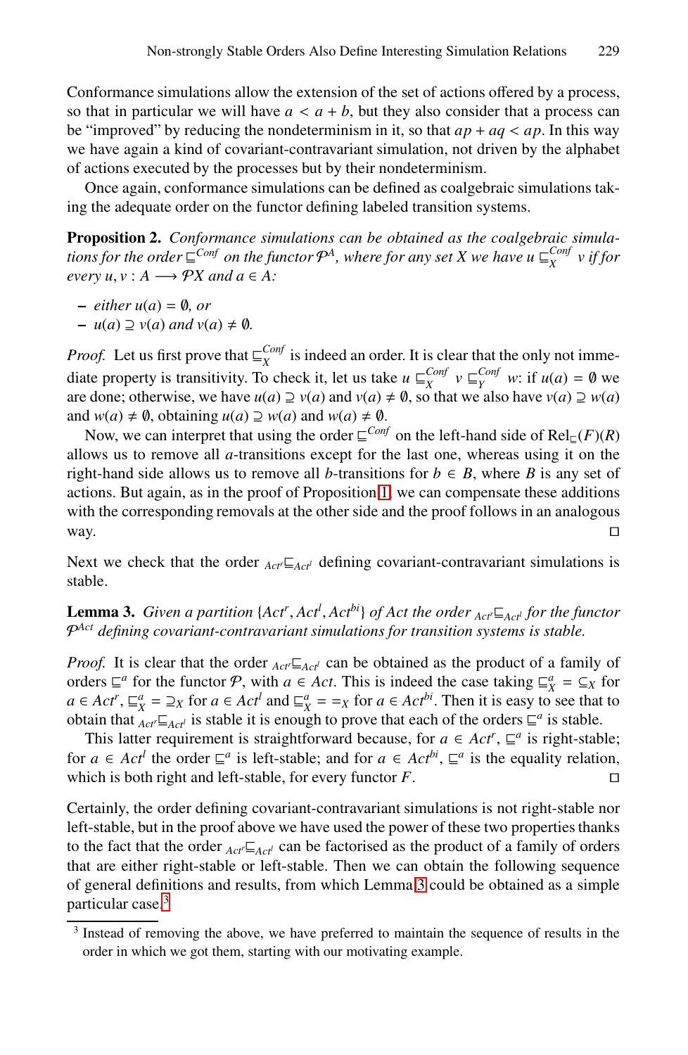Conformance simulations allow the extension of the set of actions offered by a process, so that in particular we will have $a < a + b$, but they also consider that a process can be "improved" by reducing the nondeterminism in it, so that $ap + aq < ap$. In this way we have again a kind of covariant-contravariant simulation, not driven by the alphabet of actions executed by the processes but by their nondeterminism.

Once again, conformance simulations can be defined as coalgebraic simulations taking the adequate order on the functor defining labeled transition systems.

**Proposition 2.** *Conformance simulations can be obtained as the coalgebraic simulations for the order $\sqsubseteq^{Conf}$ on the functor $\mathcal{P}^A$, where for any set $X$ we have $u \sqsubseteq^{Conf}_X v$ if for every $u, v : A \longrightarrow \mathcal{P}X$ and $a \in A$:*

- *either $u(a) = \emptyset$, or*
- *$u(a) \supseteq v(a)$ and $v(a) \neq \emptyset$.*

*Proof.* Let us first prove that $\sqsubseteq^{Conf}_X$ is indeed an order. It is clear that the only not immediate property is transitivity. To check it, let us take $u \sqsubseteq^{Conf}_X v \sqsubseteq^{Conf}_Y w$: if $u(a) = \emptyset$ we are done; otherwise, we have $u(a) \supseteq v(a)$ and $v(a) \neq \emptyset$, so that we also have $v(a) \supseteq w(a)$ and $w(a) \neq \emptyset$, obtaining $u(a) \supseteq w(a)$ and $w(a) \neq \emptyset$.

Now, we can interpret that using the order $\sqsubseteq^{Conf}$ on the left-hand side of $\mathrm{Rel}_{\sqsubseteq}(F)(R)$ allows us to remove all $a$-transitions except for the last one, whereas using it on the right-hand side allows us to remove all $b$-transitions for $b \in B$, where $B$ is any set of actions. But again, as in the proof of Proposition 1, we can compensate these additions with the corresponding removals at the other side and the proof follows in an analogous way. $\square$

Next we check that the order ${}_{Act^r}\sqsubseteq_{Act^l}$ defining covariant-contravariant simulations is stable.

**Lemma 3.** *Given a partition $\{Act^r, Act^l, Act^{bi}\}$ of $Act$ the order ${}_{Act^r}\sqsubseteq_{Act^l}$ for the functor $\mathcal{P}^{Act}$ defining covariant-contravariant simulations for transition systems is stable.*

*Proof.* It is clear that the order ${}_{Act^r}\sqsubseteq_{Act^l}$ can be obtained as the product of a family of orders $\sqsubseteq^a$ for the functor $\mathcal{P}$, with $a \in Act$. This is indeed the case taking $\sqsubseteq^a_X = \subseteq_X$ for $a \in Act^r$, $\sqsubseteq^a_X = \supseteq_X$ for $a \in Act^l$ and $\sqsubseteq^a_X = =_X$ for $a \in Act^{bi}$. Then it is easy to see that to obtain that ${}_{Act^r}\sqsubseteq_{Act^l}$ is stable it is enough to prove that each of the orders $\sqsubseteq^a$ is stable.

This latter requirement is straightforward because, for $a \in Act^r$, $\sqsubseteq^a$ is right-stable; for $a \in Act^l$ the order $\sqsubseteq^a$ is left-stable; and for $a \in Act^{bi}$, $\sqsubseteq^a$ is the equality relation, which is both right and left-stable, for every functor $F$. $\square$

Certainly, the order defining covariant-contravariant simulations is not right-stable nor left-stable, but in the proof above we have used the power of these two properties thanks to the fact that the order ${}_{Act^r}\sqsubseteq_{Act^l}$ can be factorised as the product of a family of orders that are either right-stable or left-stable. Then we can obtain the following sequence of general definitions and results, from which Lemma 3 could be obtained as a simple particular case.[3]

[3] Instead of removing the above, we have preferred to maintain the sequence of results in the order in which we got them, starting with our motivating example.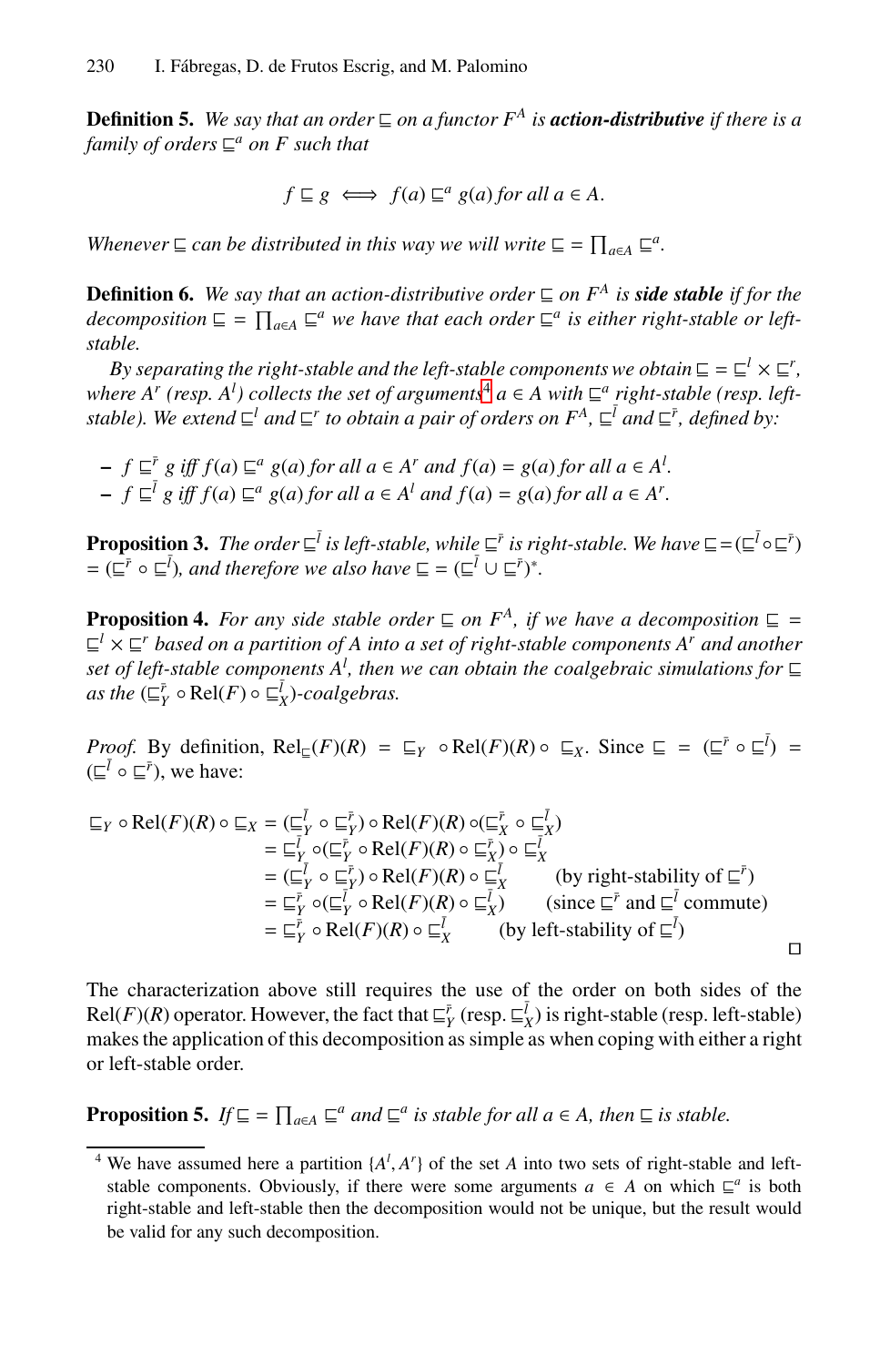**Definition 5.** *We say that an order $\sqsubseteq$ on a functor $F^A$ is* ***action-distributive*** *if there is a family of orders $\sqsubseteq^a$ on $F$ such that*

$$f \sqsubseteq g \iff f(a) \sqsubseteq^a g(a) \text{ for all } a \in A.$$

*Whenever $\sqsubseteq$ can be distributed in this way we will write $\sqsubseteq = \prod_{a \in A} \sqsubseteq^a$.*

**Definition 6.** *We say that an action-distributive order $\sqsubseteq$ on $F^A$ is* ***side stable*** *if for the decomposition $\sqsubseteq = \prod_{a \in A} \sqsubseteq^a$ we have that each order $\sqsubseteq^a$ is either right-stable or left-stable.*

*By separating the right-stable and the left-stable components we obtain $\sqsubseteq = \sqsubseteq^l \times \sqsubseteq^r$, where $A^r$ (resp. $A^l$) collects the set of arguments[4] $a \in A$ with $\sqsubseteq^a$ right-stable (resp. left-stable). We extend $\sqsubseteq^l$ and $\sqsubseteq^r$ to obtain a pair of orders on $F^A$, $\sqsubseteq^{\bar{l}}$ and $\sqsubseteq^{\bar{r}}$, defined by:*

- *$f \sqsubseteq^{\bar{r}} g$ iff $f(a) \sqsubseteq^a g(a)$ for all $a \in A^r$ and $f(a) = g(a)$ for all $a \in A^l$.*
- *$f \sqsubseteq^{\bar{l}} g$ iff $f(a) \sqsubseteq^a g(a)$ for all $a \in A^l$ and $f(a) = g(a)$ for all $a \in A^r$.*

**Proposition 3.** *The order $\sqsubseteq^{\bar{l}}$ is left-stable, while $\sqsubseteq^{\bar{r}}$ is right-stable. We have $\sqsubseteq = (\sqsubseteq^{\bar{l}} \circ \sqsubseteq^{\bar{r}}) = (\sqsubseteq^{\bar{r}} \circ \sqsubseteq^{\bar{l}})$, and therefore we also have $\sqsubseteq = (\sqsubseteq^{\bar{l}} \cup \sqsubseteq^{\bar{r}})^*$.*

**Proposition 4.** *For any side stable order $\sqsubseteq$ on $F^A$, if we have a decomposition $\sqsubseteq = \sqsubseteq^l \times \sqsubseteq^r$ based on a partition of $A$ into a set of right-stable components $A^r$ and another set of left-stable components $A^l$, then we can obtain the coalgebraic simulations for $\sqsubseteq$ as the $(\sqsubseteq^{\bar{r}}_Y \circ \mathrm{Rel}(F) \circ \sqsubseteq^{\bar{l}}_X)$-coalgebras.*

*Proof.* By definition, $\mathrm{Rel}_{\sqsubseteq}(F)(R) = \sqsubseteq_Y \circ \mathrm{Rel}(F)(R) \circ \sqsubseteq_X$. Since $\sqsubseteq = (\sqsubseteq^{\bar{r}} \circ \sqsubseteq^{\bar{l}}) = (\sqsubseteq^{\bar{l}} \circ \sqsubseteq^{\bar{r}})$, we have:

$$\begin{aligned}
\sqsubseteq_Y \circ \mathrm{Rel}(F)(R) \circ \sqsubseteq_X &= (\sqsubseteq^{\bar{l}}_Y \circ \sqsubseteq^{\bar{r}}_Y) \circ \mathrm{Rel}(F)(R) \circ (\sqsubseteq^{\bar{r}}_X \circ \sqsubseteq^{\bar{l}}_X) \\
&= \sqsubseteq^{\bar{l}}_Y \circ (\sqsubseteq^{\bar{r}}_Y \circ \mathrm{Rel}(F)(R) \circ \sqsubseteq^{\bar{r}}_X) \circ \sqsubseteq^{\bar{l}}_X \\
&= (\sqsubseteq^{\bar{l}}_Y \circ \sqsubseteq^{\bar{r}}_Y) \circ \mathrm{Rel}(F)(R) \circ \sqsubseteq^{\bar{l}}_X \qquad \text{(by right-stability of } \sqsubseteq^{\bar{r}}) \\
&= \sqsubseteq^{\bar{r}}_Y \circ (\sqsubseteq^{\bar{l}}_Y \circ \mathrm{Rel}(F)(R) \circ \sqsubseteq^{\bar{l}}_X) \qquad \text{(since } \sqsubseteq^{\bar{r}} \text{ and } \sqsubseteq^{\bar{l}} \text{ commute)} \\
&= \sqsubseteq^{\bar{r}}_Y \circ \mathrm{Rel}(F)(R) \circ \sqsubseteq^{\bar{l}}_X \qquad \text{(by left-stability of } \sqsubseteq^{\bar{l}})
\end{aligned}$$

□

The characterization above still requires the use of the order on both sides of the $\mathrm{Rel}(F)(R)$ operator. However, the fact that $\sqsubseteq^{\bar{r}}_Y$ (resp. $\sqsubseteq^{\bar{l}}_X$) is right-stable (resp. left-stable) makes the application of this decomposition as simple as when coping with either a right or left-stable order.

**Proposition 5.** *If $\sqsubseteq = \prod_{a \in A} \sqsubseteq^a$ and $\sqsubseteq^a$ is stable for all $a \in A$, then $\sqsubseteq$ is stable.*

---

[4] We have assumed here a partition $\{A^l, A^r\}$ of the set $A$ into two sets of right-stable and left-stable components. Obviously, if there were some arguments $a \in A$ on which $\sqsubseteq^a$ is both right-stable and left-stable then the decomposition would not be unique, but the result would be valid for any such decomposition.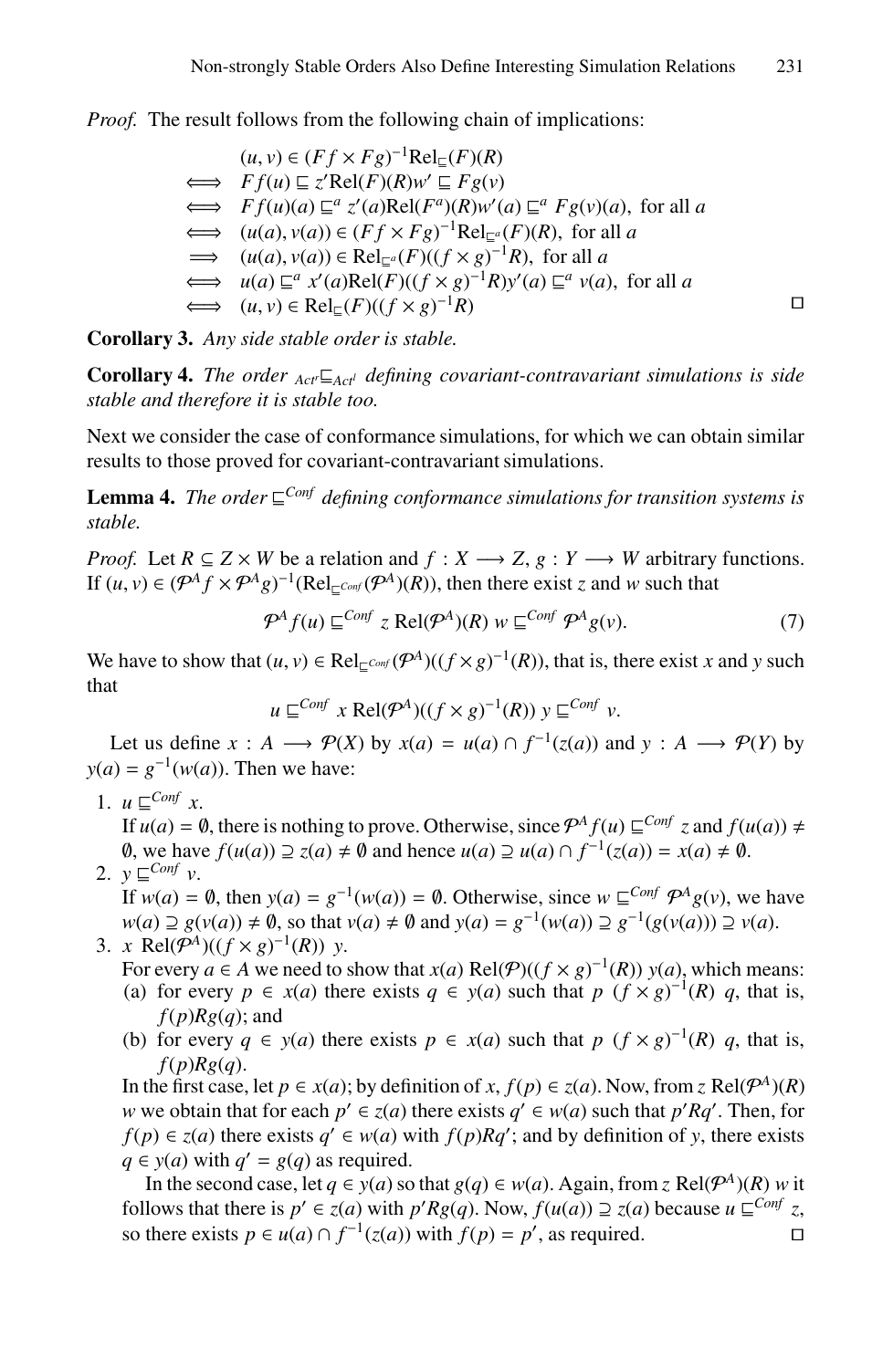*Proof.* The result follows from the following chain of implications:

$$
\begin{aligned}
& (u, v) \in (Ff \times Fg)^{-1}\mathrm{Rel}_{\sqsubseteq}(F)(R) \\
\iff\ & Ff(u) \sqsubseteq z'\mathrm{Rel}(F)(R)w' \sqsubseteq Fg(v) \\
\iff\ & Ff(u)(a) \sqsubseteq^a z'(a)\mathrm{Rel}(F^a)(R)w'(a) \sqsubseteq^a Fg(v)(a), \text{ for all } a \\
\iff\ & (u(a), v(a)) \in (Ff \times Fg)^{-1}\mathrm{Rel}_{\sqsubseteq^a}(F)(R), \text{ for all } a \\
\implies\ & (u(a), v(a)) \in \mathrm{Rel}_{\sqsubseteq^a}(F)((f \times g)^{-1}R), \text{ for all } a \\
\iff\ & u(a) \sqsubseteq^a x'(a)\mathrm{Rel}(F)((f \times g)^{-1}R)y'(a) \sqsubseteq^a v(a), \text{ for all } a \\
\iff\ & (u, v) \in \mathrm{Rel}_{\sqsubseteq}(F)((f \times g)^{-1}R)
\end{aligned}
$$

□

**Corollary 3.** *Any side stable order is stable.*

**Corollary 4.** *The order ${}_{Act^r}\sqsubseteq_{Act^l}$ defining covariant-contravariant simulations is side stable and therefore it is stable too.*

Next we consider the case of conformance simulations, for which we can obtain similar results to those proved for covariant-contravariant simulations.

**Lemma 4.** *The order $\sqsubseteq^{Conf}$ defining conformance simulations for transition systems is stable.*

*Proof.* Let $R \subseteq Z \times W$ be a relation and $f : X \longrightarrow Z$, $g : Y \longrightarrow W$ arbitrary functions. If $(u, v) \in (\mathcal{P}^A f \times \mathcal{P}^A g)^{-1}(\mathrm{Rel}_{\sqsubseteq^{Conf}}(\mathcal{P}^A)(R))$, then there exist $z$ and $w$ such that

$$\mathcal{P}^A f(u) \sqsubseteq^{Conf} z \ \mathrm{Rel}(\mathcal{P}^A)(R) \ w \sqsubseteq^{Conf} \mathcal{P}^A g(v). \tag{7}$$

We have to show that $(u, v) \in \mathrm{Rel}_{\sqsubseteq^{Conf}}(\mathcal{P}^A)((f \times g)^{-1}(R))$, that is, there exist $x$ and $y$ such that

$$u \sqsubseteq^{Conf} x \ \mathrm{Rel}(\mathcal{P}^A)((f \times g)^{-1}(R)) \ y \sqsubseteq^{Conf} v.$$

Let us define $x : A \longrightarrow \mathcal{P}(X)$ by $x(a) = u(a) \cap f^{-1}(z(a))$ and $y : A \longrightarrow \mathcal{P}(Y)$ by $y(a) = g^{-1}(w(a))$. Then we have:

1. $u \sqsubseteq^{Conf} x$.
   If $u(a) = \emptyset$, there is nothing to prove. Otherwise, since $\mathcal{P}^A f(u) \sqsubseteq^{Conf} z$ and $f(u(a)) \neq \emptyset$, we have $f(u(a)) \supseteq z(a) \neq \emptyset$ and hence $u(a) \supseteq u(a) \cap f^{-1}(z(a)) = x(a) \neq \emptyset$.
2. $y \sqsubseteq^{Conf} v$.
   If $w(a) = \emptyset$, then $y(a) = g^{-1}(w(a)) = \emptyset$. Otherwise, since $w \sqsubseteq^{Conf} \mathcal{P}^A g(v)$, we have $w(a) \supseteq g(v(a)) \neq \emptyset$, so that $v(a) \neq \emptyset$ and $y(a) = g^{-1}(w(a)) \supseteq g^{-1}(g(v(a))) \supseteq v(a)$.
3. $x \ \mathrm{Rel}(\mathcal{P}^A)((f \times g)^{-1}(R)) \ y$.
   For every $a \in A$ we need to show that $x(a) \ \mathrm{Rel}(\mathcal{P})((f \times g)^{-1}(R)) \ y(a)$, which means:
   (a) for every $p \in x(a)$ there exists $q \in y(a)$ such that $p \ (f \times g)^{-1}(R) \ q$, that is, $f(p)Rg(q)$; and
   (b) for every $q \in y(a)$ there exists $p \in x(a)$ such that $p \ (f \times g)^{-1}(R) \ q$, that is, $f(p)Rg(q)$.

   In the first case, let $p \in x(a)$; by definition of $x$, $f(p) \in z(a)$. Now, from $z \ \mathrm{Rel}(\mathcal{P}^A)(R)$ $w$ we obtain that for each $p' \in z(a)$ there exists $q' \in w(a)$ such that $p'Rq'$. Then, for $f(p) \in z(a)$ there exists $q' \in w(a)$ with $f(p)Rq'$; and by definition of $y$, there exists $q \in y(a)$ with $q' = g(q)$ as required.

   In the second case, let $q \in y(a)$ so that $g(q) \in w(a)$. Again, from $z \ \mathrm{Rel}(\mathcal{P}^A)(R) \ w$ it follows that there is $p' \in z(a)$ with $p'Rg(q)$. Now, $f(u(a)) \supseteq z(a)$ because $u \sqsubseteq^{Conf} z$, so there exists $p \in u(a) \cap f^{-1}(z(a))$ with $f(p) = p'$, as required. □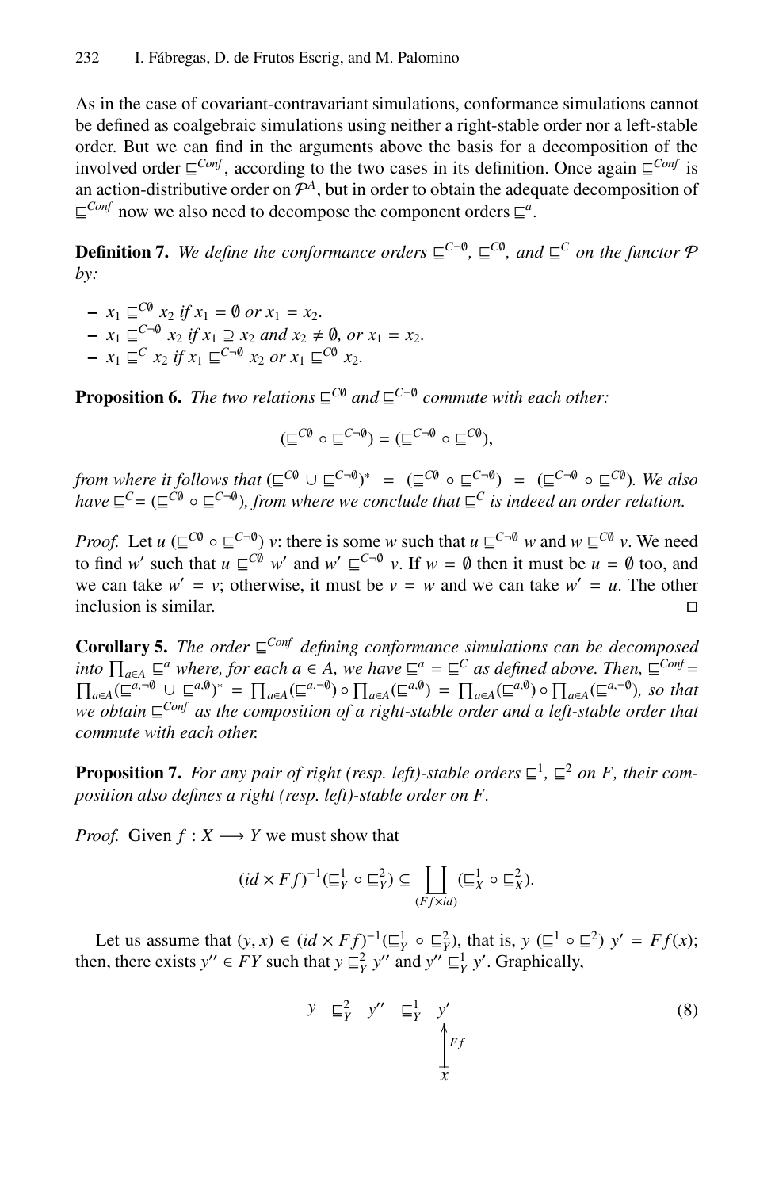As in the case of covariant-contravariant simulations, conformance simulations cannot be defined as coalgebraic simulations using neither a right-stable order nor a left-stable order. But we can find in the arguments above the basis for a decomposition of the involved order $\sqsubseteq^{Conf}$, according to the two cases in its definition. Once again $\sqsubseteq^{Conf}$ is an action-distributive order on $\mathcal{P}^A$, but in order to obtain the adequate decomposition of $\sqsubseteq^{Conf}$ now we also need to decompose the component orders $\sqsubseteq^a$.

**Definition 7.** *We define the conformance orders $\sqsubseteq^{C\neg\emptyset}$, $\sqsubseteq^{C\emptyset}$, and $\sqsubseteq^{C}$ on the functor $\mathcal{P}$ by:*

- $x_1 \sqsubseteq^{C\emptyset} x_2$ *if* $x_1 = \emptyset$ *or* $x_1 = x_2$.
- $x_1 \sqsubseteq^{C\neg\emptyset} x_2$ *if* $x_1 \supseteq x_2$ *and* $x_2 \neq \emptyset$, *or* $x_1 = x_2$.
- $x_1 \sqsubseteq^{C} x_2$ *if* $x_1 \sqsubseteq^{C\neg\emptyset} x_2$ *or* $x_1 \sqsubseteq^{C\emptyset} x_2$.

**Proposition 6.** *The two relations $\sqsubseteq^{C\emptyset}$ and $\sqsubseteq^{C\neg\emptyset}$ commute with each other:*

$$(\sqsubseteq^{C\emptyset} \circ \sqsubseteq^{C\neg\emptyset}) = (\sqsubseteq^{C\neg\emptyset} \circ \sqsubseteq^{C\emptyset}),$$

*from where it follows that* $(\sqsubseteq^{C\emptyset} \cup \sqsubseteq^{C\neg\emptyset})^* = (\sqsubseteq^{C\emptyset} \circ \sqsubseteq^{C\neg\emptyset}) = (\sqsubseteq^{C\neg\emptyset} \circ \sqsubseteq^{C\emptyset})$. *We also have* $\sqsubseteq^{C} = (\sqsubseteq^{C\emptyset} \circ \sqsubseteq^{C\neg\emptyset})$, *from where we conclude that $\sqsubseteq^{C}$ is indeed an order relation.*

*Proof.* Let $u\ (\sqsubseteq^{C\emptyset} \circ \sqsubseteq^{C\neg\emptyset})\ v$: there is some $w$ such that $u \sqsubseteq^{C\neg\emptyset} w$ and $w \sqsubseteq^{C\emptyset} v$. We need to find $w'$ such that $u \sqsubseteq^{C\emptyset} w'$ and $w' \sqsubseteq^{C\neg\emptyset} v$. If $w = \emptyset$ then it must be $u = \emptyset$ too, and we can take $w' = v$; otherwise, it must be $v = w$ and we can take $w' = u$. The other inclusion is similar. □

**Corollary 5.** *The order $\sqsubseteq^{Conf}$ defining conformance simulations can be decomposed into $\prod_{a\in A} \sqsubseteq^a$ where, for each $a \in A$, we have $\sqsubseteq^a = \sqsubseteq^C$ as defined above. Then,* $\sqsubseteq^{Conf} = \prod_{a\in A}(\sqsubseteq^{a,\neg\emptyset} \cup \sqsubseteq^{a,\emptyset})^* = \prod_{a\in A}(\sqsubseteq^{a,\neg\emptyset}) \circ \prod_{a\in A}(\sqsubseteq^{a,\emptyset}) = \prod_{a\in A}(\sqsubseteq^{a,\emptyset}) \circ \prod_{a\in A}(\sqsubseteq^{a,\neg\emptyset})$, *so that we obtain $\sqsubseteq^{Conf}$ as the composition of a right-stable order and a left-stable order that commute with each other.*

**Proposition 7.** *For any pair of right (resp. left)-stable orders $\sqsubseteq^1$, $\sqsubseteq^2$ on $F$, their composition also defines a right (resp. left)-stable order on $F$.*

*Proof.* Given $f : X \longrightarrow Y$ we must show that

$$(id \times Ff)^{-1}(\sqsubseteq^1_Y \circ \sqsubseteq^2_Y) \subseteq \coprod_{(Ff\times id)} (\sqsubseteq^1_X \circ \sqsubseteq^2_X).$$

Let us assume that $(y, x) \in (id \times Ff)^{-1}(\sqsubseteq^1_Y \circ \sqsubseteq^2_Y)$, that is, $y\ (\sqsubseteq^1 \circ \sqsubseteq^2)\ y' = Ff(x)$; then, there exists $y'' \in FY$ such that $y \sqsubseteq^2_Y y''$ and $y'' \sqsubseteq^1_Y y'$. Graphically,

$$\begin{array}{ccccc} y & \sqsubseteq^2_Y & y'' & \sqsubseteq^1_Y & y' \\ & & & & \uparrow{\scriptstyle Ff} \\ & & & & x \end{array} \tag{8}$$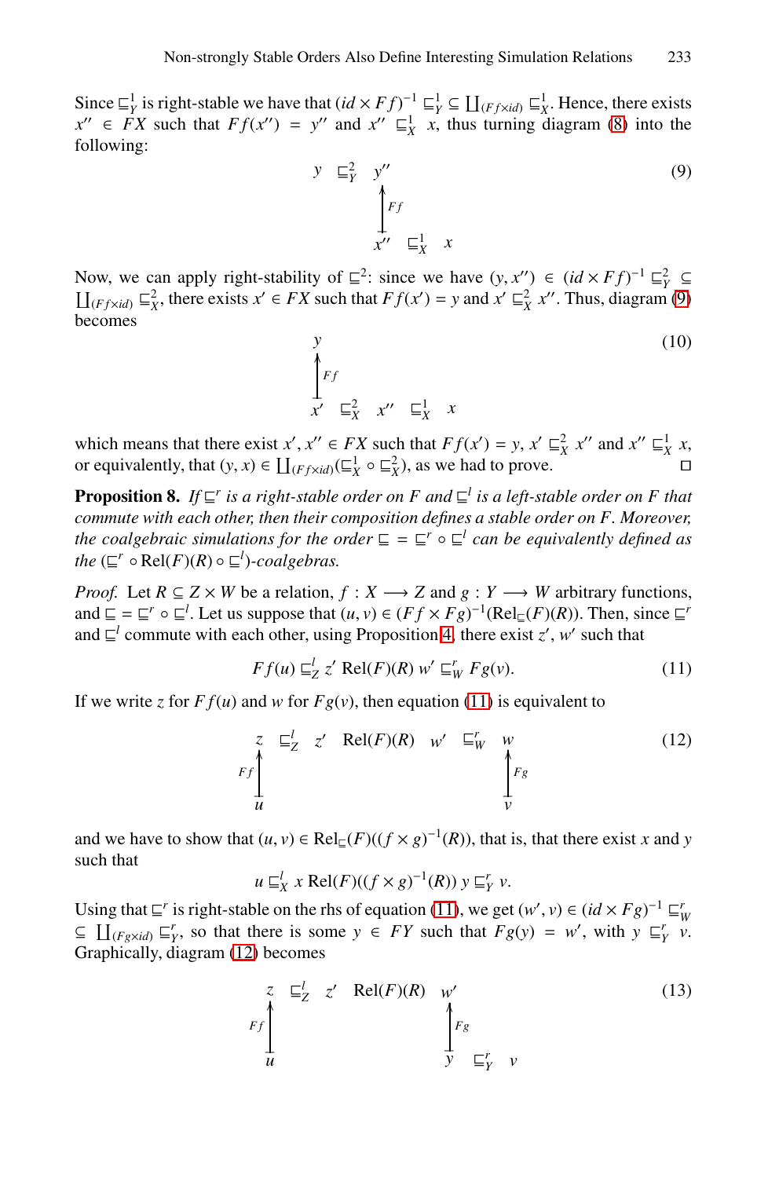Since $\sqsubseteq^1_Y$ is right-stable we have that $(id \times Ff)^{-1} \sqsubseteq^1_Y \subseteq \coprod_{(Ff \times id)} \sqsubseteq^1_X$. Hence, there exists $x'' \in FX$ such that $Ff(x'') = y''$ and $x'' \sqsubseteq^1_X x$, thus turning diagram (8) into the following:

$$\begin{array}{ccc} y & \sqsubseteq^2_Y & y'' \\ & & \uparrow {\scriptstyle Ff} \\ & & x'' \quad \sqsubseteq^1_X \quad x \end{array} \tag{9}$$

Now, we can apply right-stability of $\sqsubseteq^2$: since we have $(y, x'') \in (id \times Ff)^{-1} \sqsubseteq^2_Y \subseteq \coprod_{(Ff \times id)} \sqsubseteq^2_X$, there exists $x' \in FX$ such that $Ff(x') = y$ and $x' \sqsubseteq^2_X x''$. Thus, diagram (9) becomes

$$\begin{array}{c} y \\ \uparrow {\scriptstyle Ff} \\ x' \quad \sqsubseteq^2_X \quad x'' \quad \sqsubseteq^1_X \quad x \end{array} \tag{10}$$

which means that there exist $x', x'' \in FX$ such that $Ff(x') = y$, $x' \sqsubseteq^2_X x''$ and $x'' \sqsubseteq^1_X x$, or equivalently, that $(y, x) \in \coprod_{(Ff \times id)}(\sqsubseteq^1_X \circ \sqsubseteq^2_X)$, as we had to prove. □

**Proposition 8.** *If $\sqsubseteq^r$ is a right-stable order on $F$ and $\sqsubseteq^l$ is a left-stable order on $F$ that commute with each other, then their composition defines a stable order on $F$. Moreover, the coalgebraic simulations for the order $\sqsubseteq = \sqsubseteq^r \circ \sqsubseteq^l$ can be equivalently defined as the $(\sqsubseteq^r \circ \mathrm{Rel}(F)(R) \circ \sqsubseteq^l)$-coalgebras.*

*Proof.* Let $R \subseteq Z \times W$ be a relation, $f : X \longrightarrow Z$ and $g : Y \longrightarrow W$ arbitrary functions, and $\sqsubseteq = \sqsubseteq^r \circ \sqsubseteq^l$. Let us suppose that $(u, v) \in (Ff \times Fg)^{-1}(\mathrm{Rel}_{\sqsubseteq}(F)(R))$. Then, since $\sqsubseteq^r$ and $\sqsubseteq^l$ commute with each other, using Proposition 4, there exist $z', w'$ such that

$$Ff(u) \sqsubseteq^l_Z z' \; \mathrm{Rel}(F)(R) \; w' \sqsubseteq^r_W Fg(v). \tag{11}$$

If we write $z$ for $Ff(u)$ and $w$ for $Fg(v)$, then equation (11) is equivalent to

$$\begin{array}{ccccccc} z & \sqsubseteq^l_Z & z' & \mathrm{Rel}(F)(R) & w' & \sqsubseteq^r_W & w \\ \uparrow {\scriptstyle Ff} & & & & & & \uparrow {\scriptstyle Fg} \\ u & & & & & & v \end{array} \tag{12}$$

and we have to show that $(u, v) \in \mathrm{Rel}_{\sqsubseteq}(F)((f \times g)^{-1}(R))$, that is, that there exist $x$ and $y$ such that

$$u \sqsubseteq^l_X x \; \mathrm{Rel}(F)((f \times g)^{-1}(R)) \; y \sqsubseteq^r_Y v.$$

Using that $\sqsubseteq^r$ is right-stable on the rhs of equation (11), we get $(w', v) \in (id \times Fg)^{-1} \sqsubseteq^r_W \subseteq \coprod_{(Fg \times id)} \sqsubseteq^r_Y$, so that there is some $y \in FY$ such that $Fg(y) = w'$, with $y \sqsubseteq^r_Y v$. Graphically, diagram (12) becomes

$$\begin{array}{ccccc} z & \sqsubseteq^l_Z & z' & \mathrm{Rel}(F)(R) & w' \\ \uparrow {\scriptstyle Ff} & & & & \uparrow {\scriptstyle Fg} \\ u & & & & y \quad \sqsubseteq^r_Y \quad v \end{array} \tag{13}$$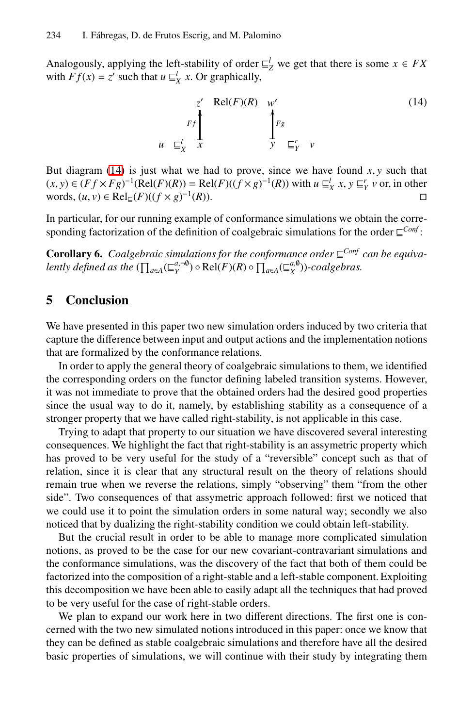Analogously, applying the left-stability of order $\sqsubseteq^l_Z$ we get that there is some $x \in FX$ with $Ff(x) = z'$ such that $u \sqsubseteq^l_X x$. Or graphically,

$$
\begin{array}{ccccccc}
 & & z' & \mathrm{Rel}(F)(R) & w' & & \\
 & & {\scriptstyle Ff}\uparrow & & \uparrow{\scriptstyle Fg} & & \\
u & \sqsubseteq^l_X & x & & y & \sqsubseteq^r_Y & v
\end{array}
\tag{14}
$$

But diagram (14) is just what we had to prove, since we have found $x, y$ such that $(x, y) \in (Ff \times Fg)^{-1}(\mathrm{Rel}(F)(R)) = \mathrm{Rel}(F)((f \times g)^{-1}(R))$ with $u \sqsubseteq^l_X x$, $y \sqsubseteq^r_Y v$ or, in other words, $(u, v) \in \mathrm{Rel}_{\sqsubseteq}(F)((f \times g)^{-1}(R))$. □

In particular, for our running example of conformance simulations we obtain the corresponding factorization of the definition of coalgebraic simulations for the order $\sqsubseteq^{Conf}$:

**Corollary 6.** *Coalgebraic simulations for the conformance order* $\sqsubseteq^{Conf}$ *can be equivalently defined as the* $(\prod_{a\in A}(\sqsubseteq^{a,\neg\emptyset}_Y) \circ \mathrm{Rel}(F)(R) \circ \prod_{a\in A}(\sqsubseteq^{a,\emptyset}_X))$*-coalgebras.*

## 5 Conclusion

We have presented in this paper two new simulation orders induced by two criteria that capture the difference between input and output actions and the implementation notions that are formalized by the conformance relations.

In order to apply the general theory of coalgebraic simulations to them, we identified the corresponding orders on the functor defining labeled transition systems. However, it was not immediate to prove that the obtained orders had the desired good properties since the usual way to do it, namely, by establishing stability as a consequence of a stronger property that we have called right-stability, is not applicable in this case.

Trying to adapt that property to our situation we have discovered several interesting consequences. We highlight the fact that right-stability is an assymetric property which has proved to be very useful for the study of a "reversible" concept such as that of relation, since it is clear that any structural result on the theory of relations should remain true when we reverse the relations, simply "observing" them "from the other side". Two consequences of that assymetric approach followed: first we noticed that we could use it to point the simulation orders in some natural way; secondly we also noticed that by dualizing the right-stability condition we could obtain left-stability.

But the crucial result in order to be able to manage more complicated simulation notions, as proved to be the case for our new covariant-contravariant simulations and the conformance simulations, was the discovery of the fact that both of them could be factorized into the composition of a right-stable and a left-stable component. Exploiting this decomposition we have been able to easily adapt all the techniques that had proved to be very useful for the case of right-stable orders.

We plan to expand our work here in two different directions. The first one is concerned with the two new simulated notions introduced in this paper: once we know that they can be defined as stable coalgebraic simulations and therefore have all the desired basic properties of simulations, we will continue with their study by integrating them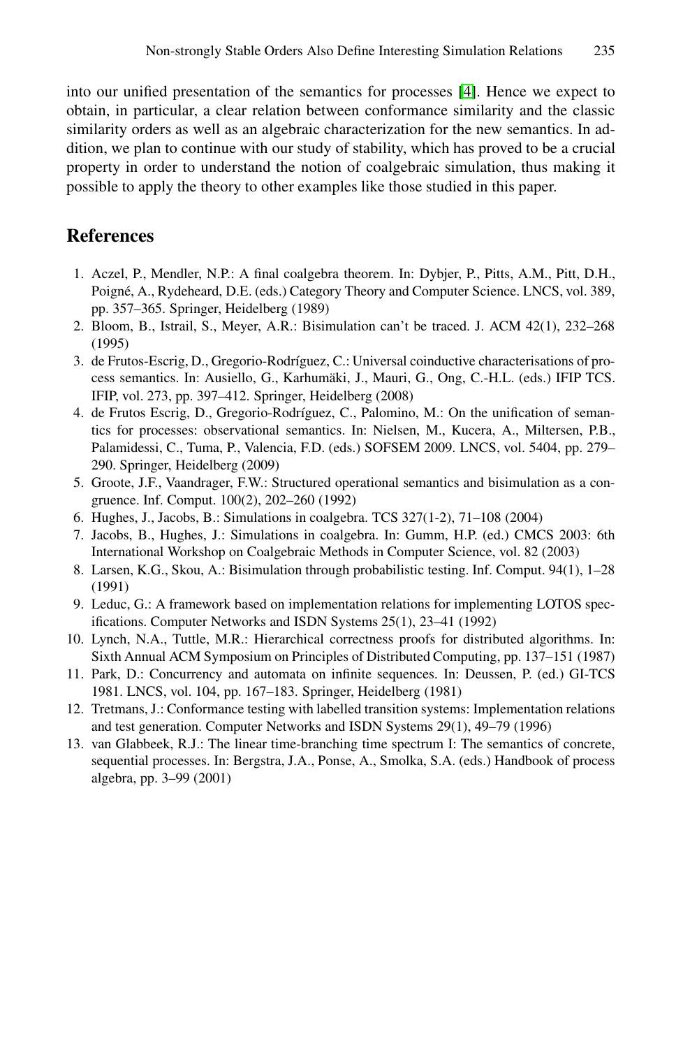into our unified presentation of the semantics for processes [4]. Hence we expect to obtain, in particular, a clear relation between conformance similarity and the classic similarity orders as well as an algebraic characterization for the new semantics. In addition, we plan to continue with our study of stability, which has proved to be a crucial property in order to understand the notion of coalgebraic simulation, thus making it possible to apply the theory to other examples like those studied in this paper.

## References

1. Aczel, P., Mendler, N.P.: A final coalgebra theorem. In: Dybjer, P., Pitts, A.M., Pitt, D.H., Poigné, A., Rydeheard, D.E. (eds.) Category Theory and Computer Science. LNCS, vol. 389, pp. 357–365. Springer, Heidelberg (1989)
2. Bloom, B., Istrail, S., Meyer, A.R.: Bisimulation can't be traced. J. ACM 42(1), 232–268 (1995)
3. de Frutos-Escrig, D., Gregorio-Rodríguez, C.: Universal coinductive characterisations of process semantics. In: Ausiello, G., Karhumäki, J., Mauri, G., Ong, C.-H.L. (eds.) IFIP TCS. IFIP, vol. 273, pp. 397–412. Springer, Heidelberg (2008)
4. de Frutos Escrig, D., Gregorio-Rodríguez, C., Palomino, M.: On the unification of semantics for processes: observational semantics. In: Nielsen, M., Kucera, A., Miltersen, P.B., Palamidessi, C., Tuma, P., Valencia, F.D. (eds.) SOFSEM 2009. LNCS, vol. 5404, pp. 279–290. Springer, Heidelberg (2009)
5. Groote, J.F., Vaandrager, F.W.: Structured operational semantics and bisimulation as a congruence. Inf. Comput. 100(2), 202–260 (1992)
6. Hughes, J., Jacobs, B.: Simulations in coalgebra. TCS 327(1-2), 71–108 (2004)
7. Jacobs, B., Hughes, J.: Simulations in coalgebra. In: Gumm, H.P. (ed.) CMCS 2003: 6th International Workshop on Coalgebraic Methods in Computer Science, vol. 82 (2003)
8. Larsen, K.G., Skou, A.: Bisimulation through probabilistic testing. Inf. Comput. 94(1), 1–28 (1991)
9. Leduc, G.: A framework based on implementation relations for implementing LOTOS specifications. Computer Networks and ISDN Systems 25(1), 23–41 (1992)
10. Lynch, N.A., Tuttle, M.R.: Hierarchical correctness proofs for distributed algorithms. In: Sixth Annual ACM Symposium on Principles of Distributed Computing, pp. 137–151 (1987)
11. Park, D.: Concurrency and automata on infinite sequences. In: Deussen, P. (ed.) GI-TCS 1981. LNCS, vol. 104, pp. 167–183. Springer, Heidelberg (1981)
12. Tretmans, J.: Conformance testing with labelled transition systems: Implementation relations and test generation. Computer Networks and ISDN Systems 29(1), 49–79 (1996)
13. van Glabbeek, R.J.: The linear time-branching time spectrum I: The semantics of concrete, sequential processes. In: Bergstra, J.A., Ponse, A., Smolka, S.A. (eds.) Handbook of process algebra, pp. 3–99 (2001)